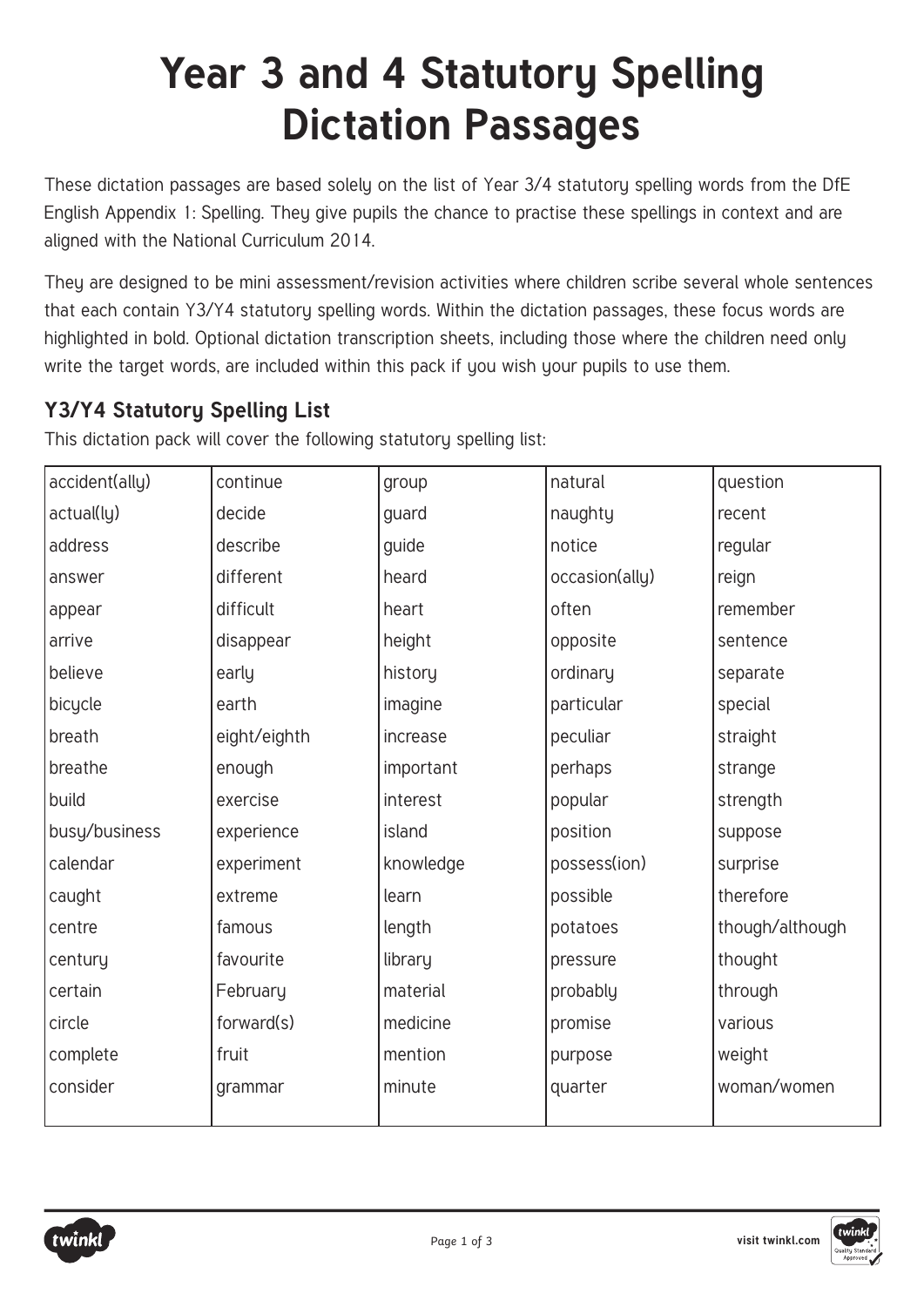# Year 3 and 4 Statutory Spelling Dictation Passages

These dictation passages are based solely on the list of Year 3/4 statutory spelling words from the DfE English Appendix 1: Spelling. They give pupils the chance to practise these spellings in context and are aligned with the National Curriculum 2014.

They are designed to be mini assessment/revision activities where children scribe several whole sentences that each contain Y3/Y4 statutory spelling words. Within the dictation passages, these focus words are highlighted in bold. Optional dictation transcription sheets, including those where the children need only write the target words, are included within this pack if you wish your pupils to use them.

### Y3/Y4 Statutory Spelling List

This dictation pack will cover the following statutory spelling list:

| | | | | |
|---|---|---|---|---|
| accident(ally) | continue | group | natural | question |
| actual(ly) | decide | guard | naughty | recent |
| address | describe | guide | notice | regular |
| answer | different | heard | occasion(ally) | reign |
| appear | difficult | heart | often | remember |
| arrive | disappear | height | opposite | sentence |
| believe | early | history | ordinary | separate |
| bicycle | earth | imagine | particular | special |
| breath | eight/eighth | increase | peculiar | straight |
| breathe | enough | important | perhaps | strange |
| build | exercise | interest | popular | strength |
| busy/business | experience | island | position | suppose |
| calendar | experiment | knowledge | possess(ion) | surprise |
| caught | extreme | learn | possible | therefore |
| centre | famous | length | potatoes | though/although |
| century | favourite | library | pressure | thought |
| certain | February | material | probably | through |
| circle | forward(s) | medicine | promise | various |
| complete | fruit | mention | purpose | weight |
| consider | grammar | minute | quarter | woman/women |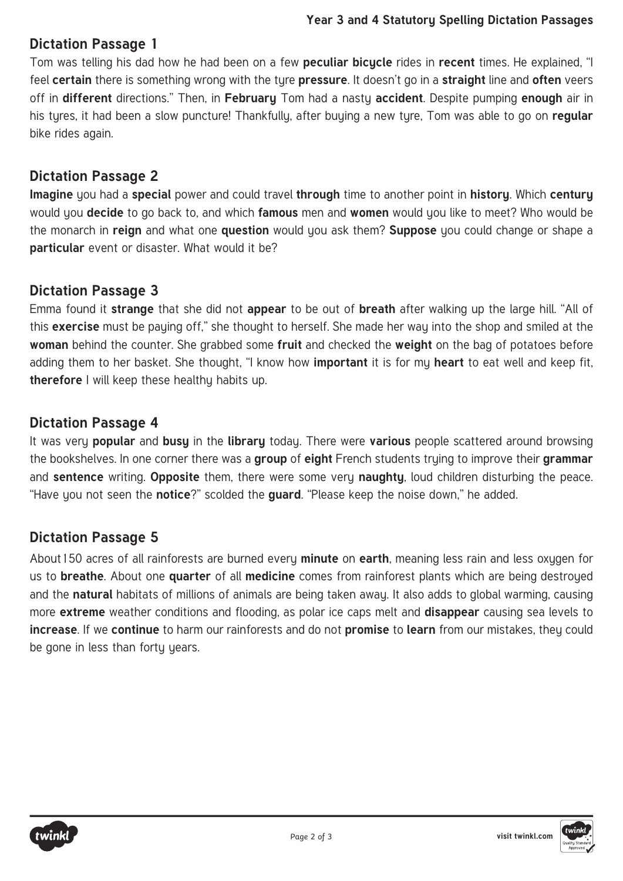## Dictation Passage 1

Tom was telling his dad how he had been on a few **peculiar bicycle** rides in **recent** times. He explained, "I feel **certain** there is something wrong with the tyre **pressure**. It doesn't go in a **straight** line and **often** veers off in **different** directions." Then, in **February** Tom had a nasty **accident**. Despite pumping **enough** air in his tyres, it had been a slow puncture! Thankfully, after buying a new tyre, Tom was able to go on **regular** bike rides again.

## Dictation Passage 2

**Imagine** you had a **special** power and could travel **through** time to another point in **history**. Which **century** would you **decide** to go back to, and which **famous** men and **women** would you like to meet? Who would be the monarch in **reign** and what one **question** would you ask them? **Suppose** you could change or shape a **particular** event or disaster. What would it be?

## Dictation Passage 3

Emma found it **strange** that she did not **appear** to be out of **breath** after walking up the large hill. "All of this **exercise** must be paying off," she thought to herself. She made her way into the shop and smiled at the **woman** behind the counter. She grabbed some **fruit** and checked the **weight** on the bag of potatoes before adding them to her basket. She thought, "I know how **important** it is for my **heart** to eat well and keep fit, **therefore** I will keep these healthy habits up.

## Dictation Passage 4

It was very **popular** and **busy** in the **library** today. There were **various** people scattered around browsing the bookshelves. In one corner there was a **group** of **eight** French students trying to improve their **grammar** and **sentence** writing. **Opposite** them, there were some very **naughty**, loud children disturbing the peace. "Have you not seen the **notice**?" scolded the **guard**. "Please keep the noise down," he added.

## Dictation Passage 5

About150 acres of all rainforests are burned every **minute** on **earth**, meaning less rain and less oxygen for us to **breathe**. About one **quarter** of all **medicine** comes from rainforest plants which are being destroyed and the **natural** habitats of millions of animals are being taken away. It also adds to global warming, causing more **extreme** weather conditions and flooding, as polar ice caps melt and **disappear** causing sea levels to **increase**. If we **continue** to harm our rainforests and do not **promise** to **learn** from our mistakes, they could be gone in less than forty years.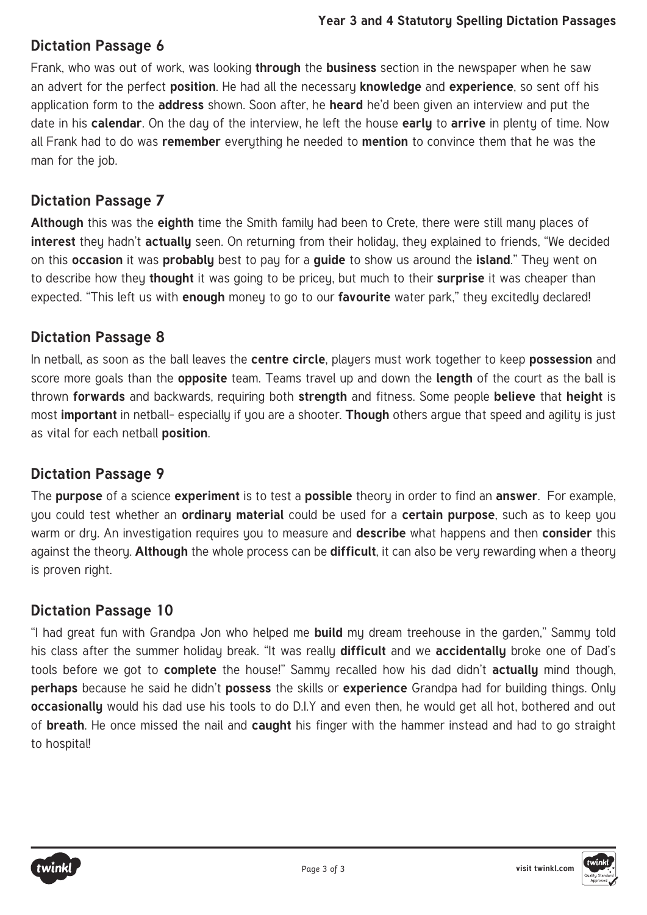## Dictation Passage 6

Frank, who was out of work, was looking **through** the **business** section in the newspaper when he saw an advert for the perfect **position**. He had all the necessary **knowledge** and **experience**, so sent off his application form to the **address** shown. Soon after, he **heard** he'd been given an interview and put the date in his **calendar**. On the day of the interview, he left the house **early** to **arrive** in plenty of time. Now all Frank had to do was **remember** everything he needed to **mention** to convince them that he was the man for the job.

## Dictation Passage 7

**Although** this was the **eighth** time the Smith family had been to Crete, there were still many places of **interest** they hadn't **actually** seen. On returning from their holiday, they explained to friends, "We decided on this **occasion** it was **probably** best to pay for a **guide** to show us around the **island**." They went on to describe how they **thought** it was going to be pricey, but much to their **surprise** it was cheaper than expected. "This left us with **enough** money to go to our **favourite** water park," they excitedly declared!

## Dictation Passage 8

In netball, as soon as the ball leaves the **centre circle**, players must work together to keep **possession** and score more goals than the **opposite** team. Teams travel up and down the **length** of the court as the ball is thrown **forwards** and backwards, requiring both **strength** and fitness. Some people **believe** that **height** is most **important** in netball- especially if you are a shooter. **Though** others argue that speed and agility is just as vital for each netball **position**.

## Dictation Passage 9

The **purpose** of a science **experiment** is to test a **possible** theory in order to find an **answer**. For example, you could test whether an **ordinary material** could be used for a **certain purpose**, such as to keep you warm or dry. An investigation requires you to measure and **describe** what happens and then **consider** this against the theory. **Although** the whole process can be **difficult**, it can also be very rewarding when a theory is proven right.

## Dictation Passage 10

"I had great fun with Grandpa Jon who helped me **build** my dream treehouse in the garden," Sammy told his class after the summer holiday break. "It was really **difficult** and we **accidentally** broke one of Dad's tools before we got to **complete** the house!" Sammy recalled how his dad didn't **actually** mind though, **perhaps** because he said he didn't **possess** the skills or **experience** Grandpa had for building things. Only **occasionally** would his dad use his tools to do D.I.Y and even then, he would get all hot, bothered and out of **breath**. He once missed the nail and **caught** his finger with the hammer instead and had to go straight to hospital!